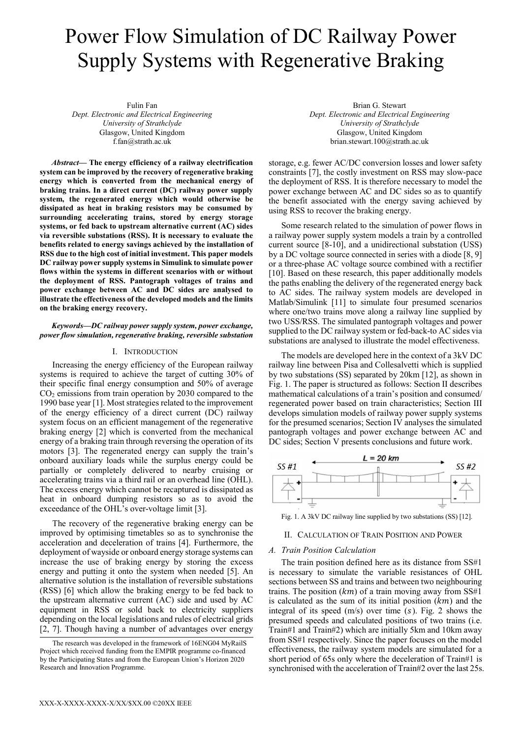# Power Flow Simulation of DC Railway Power Supply Systems with Regenerative Braking

Fulin Fan
*Dept. Electronic and Electrical Engineering*
*University of Strathclyde*
Glasgow, United Kingdom
f.fan@strath.ac.uk

Brian G. Stewart
*Dept. Electronic and Electrical Engineering*
*University of Strathclyde*
Glasgow, United Kingdom
brian.stewart.100@strath.ac.uk

***Abstract*— The energy efficiency of a railway electrification system can be improved by the recovery of regenerative braking energy which is converted from the mechanical energy of braking trains. In a direct current (DC) railway power supply system, the regenerated energy which would otherwise be dissipated as heat in braking resistors may be consumed by surrounding accelerating trains, stored by energy storage systems, or fed back to upstream alternative current (AC) sides via reversible substations (RSS). It is necessary to evaluate the benefits related to energy savings achieved by the installation of RSS due to the high cost of initial investment. This paper models DC railway power supply systems in Simulink to simulate power flows within the systems in different scenarios with or without the deployment of RSS. Pantograph voltages of trains and power exchange between AC and DC sides are analysed to illustrate the effectiveness of the developed models and the limits on the braking energy recovery.**

***Keywords—DC railway power supply system, power exchange, power flow simulation, regenerative braking, reversible substation***

## I. Introduction

Increasing the energy efficiency of the European railway systems is required to achieve the target of cutting 30% of their specific final energy consumption and 50% of average $CO_2$ emissions from train operation by 2030 compared to the 1990 base year [1]. Most strategies related to the improvement of the energy efficiency of a direct current (DC) railway system focus on an efficient management of the regenerative braking energy [2] which is converted from the mechanical energy of a braking train through reversing the operation of its motors [3]. The regenerated energy can supply the train's onboard auxiliary loads while the surplus energy could be partially or completely delivered to nearby cruising or accelerating trains via a third rail or an overhead line (OHL). The excess energy which cannot be recaptured is dissipated as heat in onboard dumping resistors so as to avoid the exceedance of the OHL's over-voltage limit [3].

The recovery of the regenerative braking energy can be improved by optimising timetables so as to synchronise the acceleration and deceleration of trains [4]. Furthermore, the deployment of wayside or onboard energy storage systems can increase the use of braking energy by storing the excess energy and putting it onto the system when needed [5]. An alternative solution is the installation of reversible substations (RSS) [6] which allow the braking energy to be fed back to the upstream alternative current (AC) side and used by AC equipment in RSS or sold back to electricity suppliers depending on the local legislations and rules of electrical grids [2, 7]. Though having a number of advantages over energy storage, e.g. fewer AC/DC conversion losses and lower safety constraints [7], the costly investment on RSS may slow-pace the deployment of RSS. It is therefore necessary to model the power exchange between AC and DC sides so as to quantify the benefit associated with the energy saving achieved by using RSS to recover the braking energy.

Some research related to the simulation of power flows in a railway power supply system models a train by a controlled current source [8-10], and a unidirectional substation (USS) by a DC voltage source connected in series with a diode [8, 9] or a three-phase AC voltage source combined with a rectifier [10]. Based on these research, this paper additionally models the paths enabling the delivery of the regenerated energy back to AC sides. The railway system models are developed in Matlab/Simulink [11] to simulate four presumed scenarios where one/two trains move along a railway line supplied by two USS/RSS. The simulated pantograph voltages and power supplied to the DC railway system or fed-back-to AC sides via substations are analysed to illustrate the model effectiveness.

The models are developed here in the context of a 3kV DC railway line between Pisa and Collesalvetti which is supplied by two substations (SS) separated by 20km [12], as shown in Fig. 1. The paper is structured as follows: Section II describes mathematical calculations of a train's position and consumed/regenerated power based on train characteristics; Section III develops simulation models of railway power supply systems for the presumed scenarios; Section IV analyses the simulated pantograph voltages and power exchange between AC and DC sides; Section V presents conclusions and future work.

Fig. 1. A 3kV DC railway line supplied by two substations (SS) [12].

## II. Calculation of Train Position and Power

### A. Train Position Calculation

The train position defined here as its distance from SS#1 is necessary to simulate the variable resistances of OHL sections between SS and trains and between two neighbouring trains. The position ($km$) of a train moving away from SS#1 is calculated as the sum of its initial position ($km$) and the integral of its speed (m/s) over time ($s$). Fig. 2 shows the presumed speeds and calculated positions of two trains (i.e. Train#1 and Train#2) which are initially 5km and 10km away from SS#1 respectively. Since the paper focuses on the model effectiveness, the railway system models are simulated for a short period of 65s only where the deceleration of Train#1 is synchronised with the acceleration of Train#2 over the last 25s.

The research was developed in the framework of 16ENG04 MyRailS Project which received funding from the EMPIR programme co-financed by the Participating States and from the European Union's Horizon 2020 Research and Innovation Programme.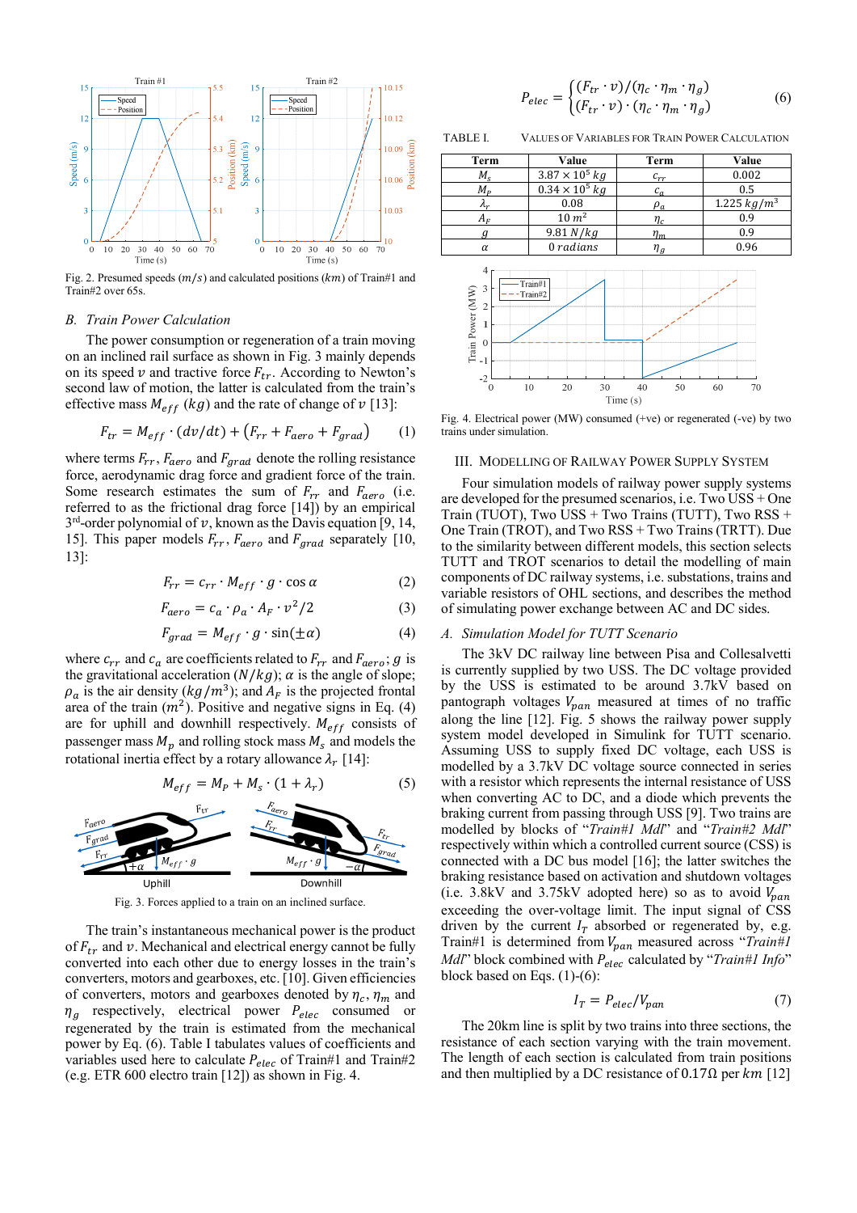Fig. 2. Presumed speeds ($m/s$) and calculated positions ($km$) of Train#1 and Train#2 over 65s.

### B. Train Power Calculation

The power consumption or regeneration of a train moving on an inclined rail surface as shown in Fig. 3 mainly depends on its speed $v$ and tractive force $F_{tr}$. According to Newton's second law of motion, the latter is calculated from the train's effective mass $M_{eff}$ ($kg$) and the rate of change of $v$ [13]:

$$F_{tr} = M_{eff} \cdot (dv/dt) + (F_{rr} + F_{aero} + F_{grad}) \quad (1)$$

where terms $F_{rr}$, $F_{aero}$ and $F_{grad}$ denote the rolling resistance force, aerodynamic drag force and gradient force of the train. Some research estimates the sum of $F_{rr}$ and $F_{aero}$ (i.e. referred to as the frictional drag force [14]) by an empirical 3rd-order polynomial of $v$, known as the Davis equation [9, 14, 15]. This paper models $F_{rr}$, $F_{aero}$ and $F_{grad}$ separately [10, 13]:

$$F_{rr} = c_{rr} \cdot M_{eff} \cdot g \cdot \cos\alpha \quad (2)$$

$$F_{aero} = c_a \cdot \rho_a \cdot A_F \cdot v^2/2 \quad (3)$$

$$F_{grad} = M_{eff} \cdot g \cdot \sin(\pm\alpha) \quad (4)$$

where $c_{rr}$ and $c_a$ are coefficients related to $F_{rr}$ and $F_{aero}$; $g$ is the gravitational acceleration ($N/kg$); $\alpha$ is the angle of slope; $\rho_a$ is the air density ($kg/m^3$); and $A_F$ is the projected frontal area of the train ($m^2$). Positive and negative signs in Eq. (4) are for uphill and downhill respectively. $M_{eff}$ consists of passenger mass $M_p$ and rolling stock mass $M_s$ and models the rotational inertia effect by a rotary allowance $\lambda_r$ [14]:

$$M_{eff} = M_p + M_s \cdot (1 + \lambda_r) \quad (5)$$

Fig. 3. Forces applied to a train on an inclined surface.

The train's instantaneous mechanical power is the product of $F_{tr}$ and $v$. Mechanical and electrical energy cannot be fully converted into each other due to energy losses in the train's converters, motors and gearboxes, etc. [10]. Given efficiencies of converters, motors and gearboxes denoted by $\eta_c$, $\eta_m$ and $\eta_g$ respectively, electrical power $P_{elec}$ consumed or regenerated by the train is estimated from the mechanical power by Eq. (6). Table I tabulates values of coefficients and variables used here to calculate $P_{elec}$ of Train#1 and Train#2 (e.g. ETR 600 electro train [12]) as shown in Fig. 4.

$$P_{elec} = \begin{cases} (F_{tr} \cdot v)/(\eta_c \cdot \eta_m \cdot \eta_g) \\ (F_{tr} \cdot v) \cdot (\eta_c \cdot \eta_m \cdot \eta_g) \end{cases} \quad (6)$$

TABLE I. VALUES OF VARIABLES FOR TRAIN POWER CALCULATION

| Term | Value | Term | Value |
|---|---|---|---|
| $M_s$ | $3.87 \times 10^5\ kg$ | $c_{rr}$ | 0.002 |
| $M_p$ | $0.34 \times 10^5\ kg$ | $c_a$ | 0.5 |
| $\lambda_r$ | 0.08 | $\rho_a$ | $1.225\ kg/m^3$ |
| $A_F$ | $10\ m^2$ | $\eta_c$ | 0.9 |
| $g$ | $9.81\ N/kg$ | $\eta_m$ | 0.9 |
| $\alpha$ | $0\ radians$ | $\eta_g$ | 0.96 |

Fig. 4. Electrical power (MW) consumed (+ve) or regenerated (-ve) by two trains under simulation.

## III. MODELLING OF RAILWAY POWER SUPPLY SYSTEM

Four simulation models of railway power supply systems are developed for the presumed scenarios, i.e. Two USS + One Train (TUOT), Two USS + Two Trains (TUTT), Two RSS + One Train (TROT), and Two RSS + Two Trains (TRTT). Due to the similarity between different models, this section selects TUTT and TROT scenarios to detail the modelling of main components of DC railway systems, i.e. substations, trains and variable resistors of OHL sections, and describes the method of simulating power exchange between AC and DC sides.

### A. Simulation Model for TUTT Scenario

The 3kV DC railway line between Pisa and Collesalvetti is currently supplied by two USS. The DC voltage provided by the USS is estimated to be around 3.7kV based on pantograph voltages $V_{pan}$ measured at times of no traffic along the line [12]. Fig. 5 shows the railway power supply system model developed in Simulink for TUTT scenario. Assuming USS to supply fixed DC voltage, each USS is modelled by a 3.7kV DC voltage source connected in series with a resistor which represents the internal resistance of USS when converting AC to DC, and a diode which prevents the braking current from passing through USS [9]. Two trains are modelled by blocks of "*Train#1 Mdl*" and "*Train#2 Mdl*" respectively within which a controlled current source (CSS) is connected with a DC bus model [16]; the latter switches the braking resistance based on activation and shutdown voltages (i.e. 3.8kV and 3.75kV adopted here) so as to avoid $V_{pan}$ exceeding the over-voltage limit. The input signal of CSS driven by the current $I_T$ absorbed or regenerated by, e.g. Train#1 is determined from $V_{pan}$ measured across "*Train#1 Mdl*" block combined with $P_{elec}$ calculated by "*Train#1 Info*" block based on Eqs. (1)-(6):

$$I_T = P_{elec}/V_{pan} \quad (7)$$

The 20km line is split by two trains into three sections, the resistance of each section varying with the train movement. The length of each section is calculated from train positions and then multiplied by a DC resistance of 0.17Ω per $km$ [12]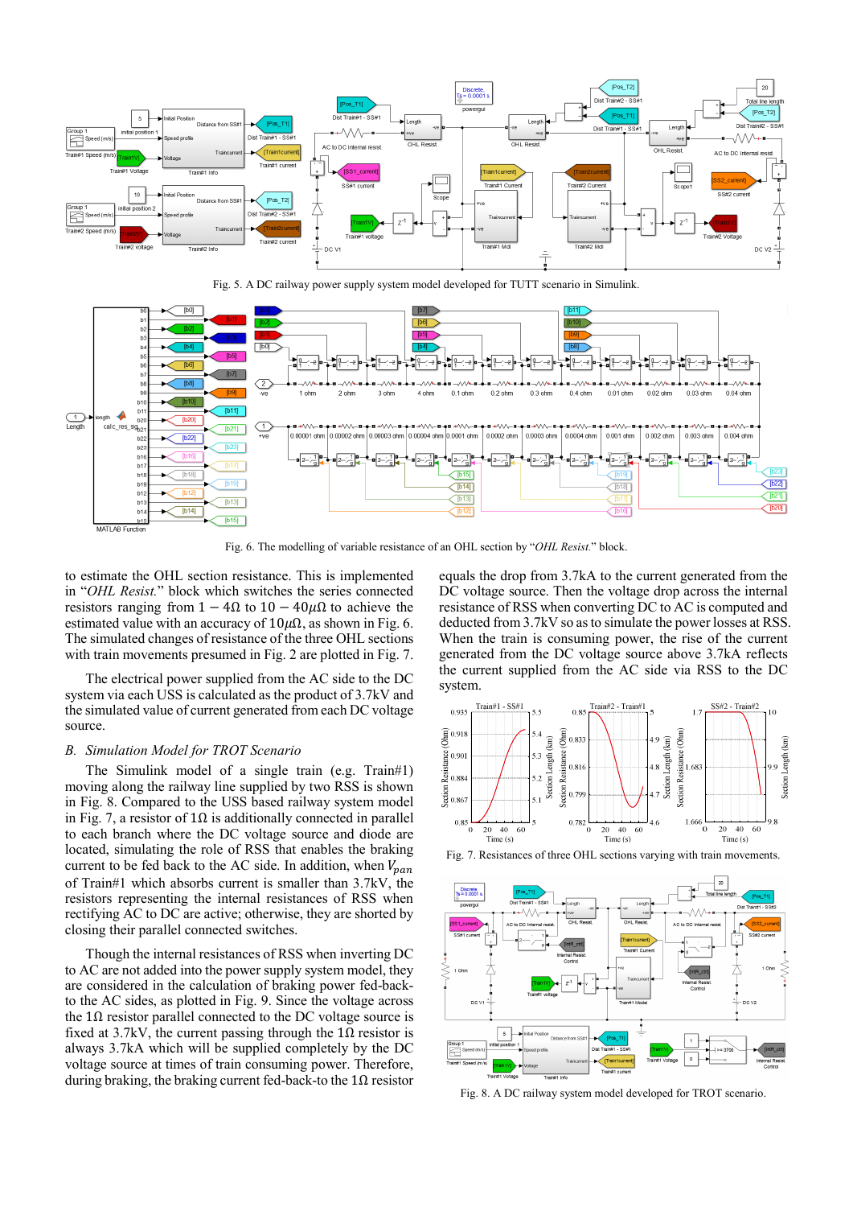Fig. 5. A DC railway power supply system model developed for TUTT scenario in Simulink.

Fig. 6. The modelling of variable resistance of an OHL section by "*OHL Resist.*" block.

to estimate the OHL section resistance. This is implemented in "*OHL Resist.*" block which switches the series connected resistors ranging from $1-4\Omega$ to $10-40\mu\Omega$ to achieve the estimated value with an accuracy of $10\mu\Omega$, as shown in Fig. 6. The simulated changes of resistance of the three OHL sections with train movements presumed in Fig. 2 are plotted in Fig. 7.

The electrical power supplied from the AC side to the DC system via each USS is calculated as the product of 3.7kV and the simulated value of current generated from each DC voltage source.

### B. *Simulation Model for TROT Scenario*

The Simulink model of a single train (e.g. Train#1) moving along the railway line supplied by two RSS is shown in Fig. 8. Compared to the USS based railway system model in Fig. 7, a resistor of $1\Omega$ is additionally connected in parallel to each branch where the DC voltage source and diode are located, simulating the role of RSS that enables the braking current to be fed back to the AC side. In addition, when $V_{pan}$ of Train#1 which absorbs current is smaller than 3.7kV, the resistors representing the internal resistances of RSS when rectifying AC to DC are active; otherwise, they are shorted by closing their parallel connected switches.

Though the internal resistances of RSS when inverting DC to AC are not added into the power supply system model, they are considered in the calculation of braking power fed-back-to the AC sides, as plotted in Fig. 9. Since the voltage across the $1\Omega$ resistor parallel connected to the DC voltage source is fixed at 3.7kV, the current passing through the $1\Omega$ resistor is always 3.7kA which will be supplied completely by the DC voltage source at times of train consuming power. Therefore, during braking, the braking current fed-back-to the $1\Omega$ resistor equals the drop from 3.7kA to the current generated from the DC voltage source. Then the voltage drop across the internal resistance of RSS when converting DC to AC is computed and deducted from 3.7kV so as to simulate the power losses at RSS. When the train is consuming power, the rise of the current generated from the DC voltage source above 3.7kA reflects the current supplied from the AC side via RSS to the DC system.

Fig. 7. Resistances of three OHL sections varying with train movements.

Fig. 8. A DC railway system model developed for TROT scenario.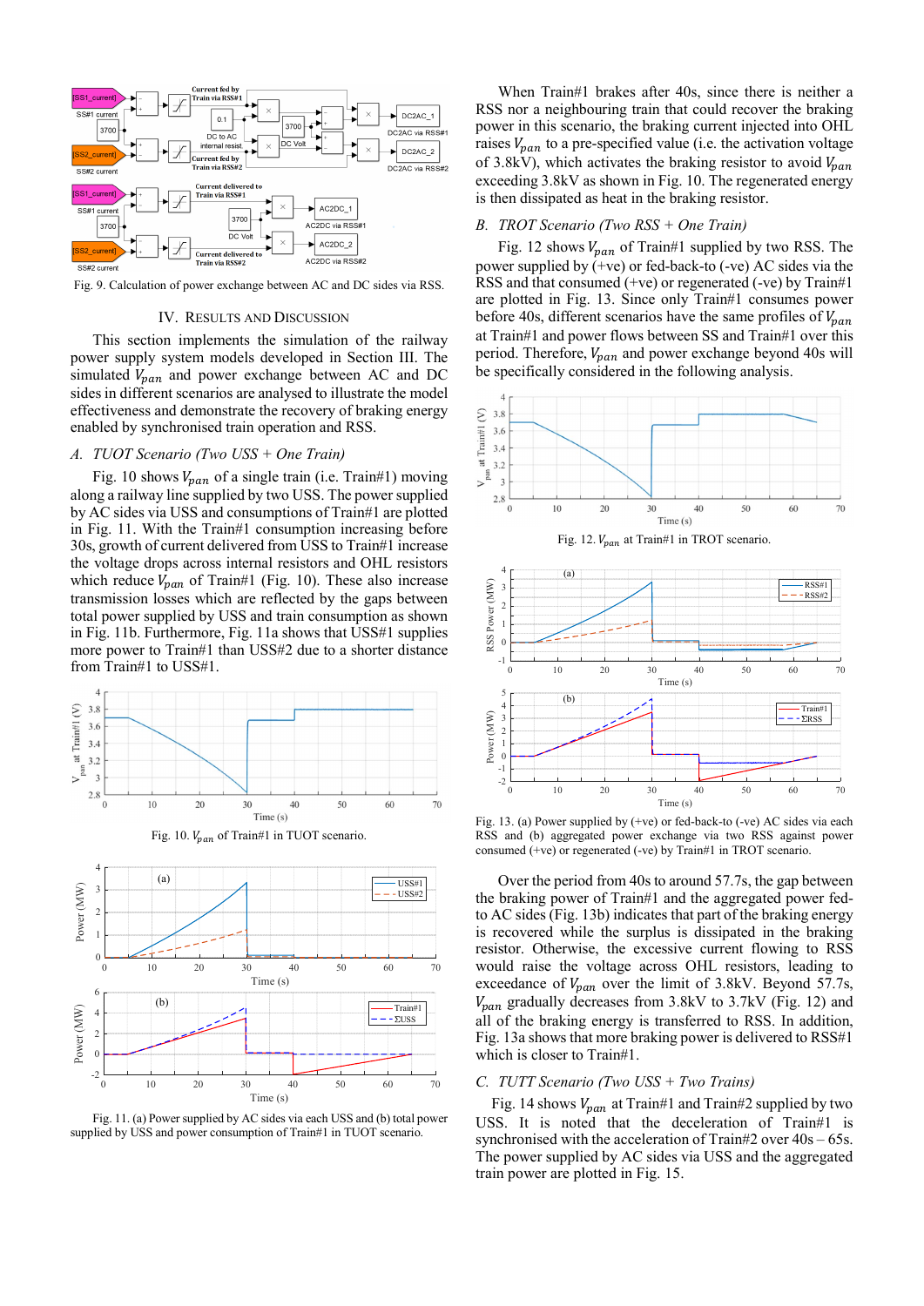Fig. 9. Calculation of power exchange between AC and DC sides via RSS.

## IV. Results and Discussion

This section implements the simulation of the railway power supply system models developed in Section III. The simulated $V_{pan}$ and power exchange between AC and DC sides in different scenarios are analysed to illustrate the model effectiveness and demonstrate the recovery of braking energy enabled by synchronised train operation and RSS.

### A. TUOT Scenario (Two USS + One Train)

Fig. 10 shows $V_{pan}$ of a single train (i.e. Train#1) moving along a railway line supplied by two USS. The power supplied by AC sides via USS and consumptions of Train#1 are plotted in Fig. 11. With the Train#1 consumption increasing before 30s, growth of current delivered from USS to Train#1 increase the voltage drops across internal resistors and OHL resistors which reduce $V_{pan}$ of Train#1 (Fig. 10). These also increase transmission losses which are reflected by the gaps between total power supplied by USS and train consumption as shown in Fig. 11b. Furthermore, Fig. 11a shows that USS#1 supplies more power to Train#1 than USS#2 due to a shorter distance from Train#1 to USS#1.

Fig. 10. $V_{pan}$ of Train#1 in TUOT scenario.

Fig. 11. (a) Power supplied by AC sides via each USS and (b) total power supplied by USS and power consumption of Train#1 in TUOT scenario.

When Train#1 brakes after 40s, since there is neither a RSS nor a neighbouring train that could recover the braking power in this scenario, the braking current injected into OHL raises $V_{pan}$ to a pre-specified value (i.e. the activation voltage of 3.8kV), which activates the braking resistor to avoid $V_{pan}$ exceeding 3.8kV as shown in Fig. 10. The regenerated energy is then dissipated as heat in the braking resistor.

### B. TROT Scenario (Two RSS + One Train)

Fig. 12 shows $V_{pan}$ of Train#1 supplied by two RSS. The power supplied by (+ve) or fed-back-to (-ve) AC sides via the RSS and that consumed (+ve) or regenerated (-ve) by Train#1 are plotted in Fig. 13. Since only Train#1 consumes power before 40s, different scenarios have the same profiles of $V_{pan}$ at Train#1 and power flows between SS and Train#1 over this period. Therefore, $V_{pan}$ and power exchange beyond 40s will be specifically considered in the following analysis.

Fig. 12. $V_{pan}$ at Train#1 in TROT scenario.

Fig. 13. (a) Power supplied by (+ve) or fed-back-to (-ve) AC sides via each RSS and (b) aggregated power exchange via two RSS against power consumed (+ve) or regenerated (-ve) by Train#1 in TROT scenario.

Over the period from 40s to around 57.7s, the gap between the braking power of Train#1 and the aggregated power fed-to AC sides (Fig. 13b) indicates that part of the braking energy is recovered while the surplus is dissipated in the braking resistor. Otherwise, the excessive current flowing to RSS would raise the voltage across OHL resistors, leading to exceedance of $V_{pan}$ over the limit of 3.8kV. Beyond 57.7s, $V_{pan}$ gradually decreases from 3.8kV to 3.7kV (Fig. 12) and all of the braking energy is transferred to RSS. In addition, Fig. 13a shows that more braking power is delivered to RSS#1 which is closer to Train#1.

### C. TUTT Scenario (Two USS + Two Trains)

Fig. 14 shows $V_{pan}$ at Train#1 and Train#2 supplied by two USS. It is noted that the deceleration of Train#1 is synchronised with the acceleration of Train#2 over 40s – 65s. The power supplied by AC sides via USS and the aggregated train power are plotted in Fig. 15.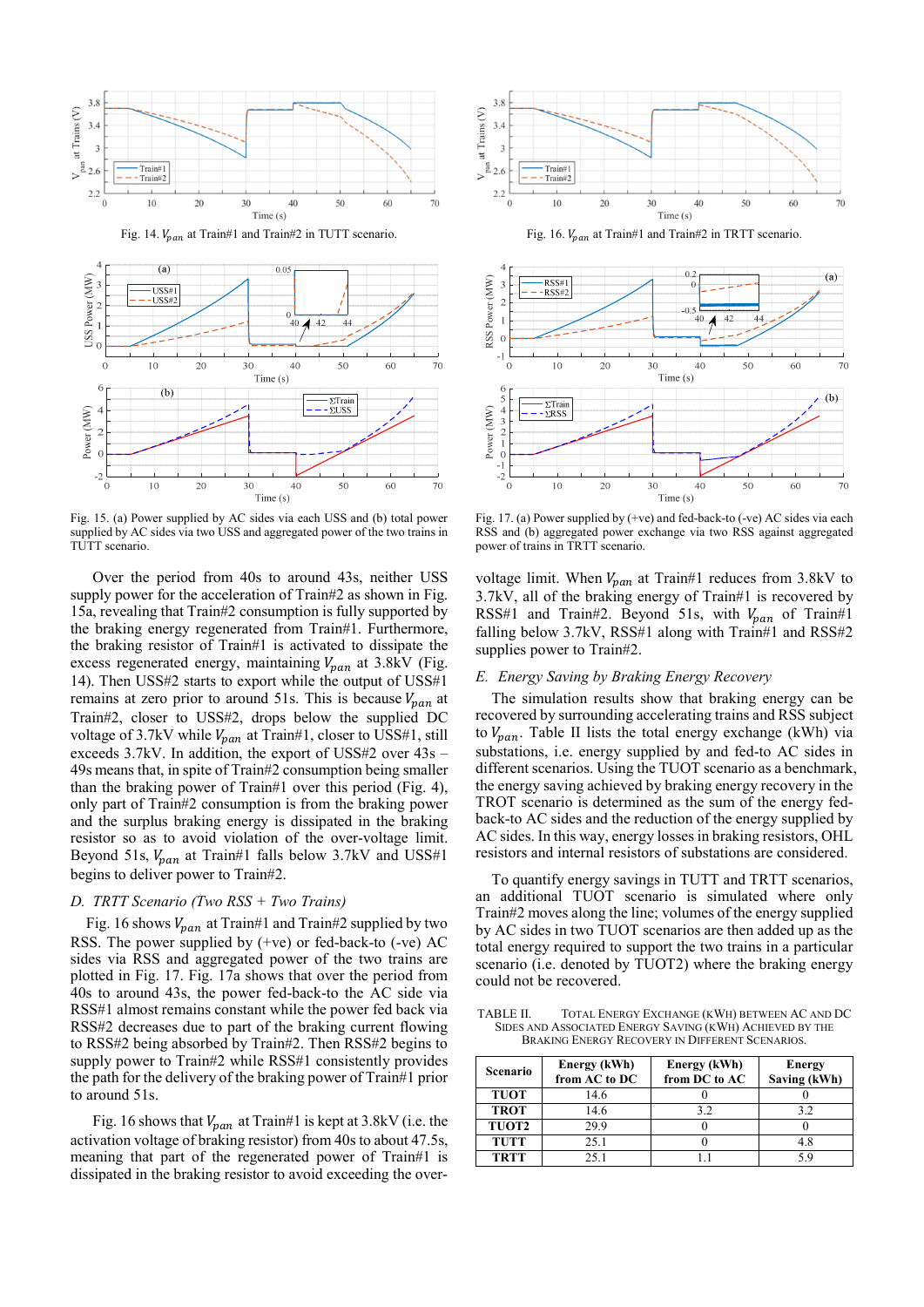Fig. 14. $V_{pan}$ at Train#1 and Train#2 in TUTT scenario.

Fig. 15. (a) Power supplied by AC sides via each USS and (b) total power supplied by AC sides via two USS and aggregated power of the two trains in TUTT scenario.

Fig. 16. $V_{pan}$ at Train#1 and Train#2 in TRTT scenario.

Fig. 17. (a) Power supplied by (+ve) and fed-back-to (-ve) AC sides via each RSS and (b) aggregated power exchange via two RSS against aggregated power of trains in TRTT scenario.

Over the period from 40s to around 43s, neither USS supply power for the acceleration of Train#2 as shown in Fig. 15a, revealing that Train#2 consumption is fully supported by the braking energy regenerated from Train#1. Furthermore, the braking resistor of Train#1 is activated to dissipate the excess regenerated energy, maintaining $V_{pan}$ at 3.8kV (Fig. 14). Then USS#2 starts to export while the output of USS#1 remains at zero prior to around 51s. This is because $V_{pan}$ at Train#2, closer to USS#2, drops below the supplied DC voltage of 3.7kV while $V_{pan}$ at Train#1, closer to USS#1, still exceeds 3.7kV. In addition, the export of USS#2 over 43s – 49s means that, in spite of Train#2 consumption being smaller than the braking power of Train#1 over this period (Fig. 4), only part of Train#2 consumption is from the braking power and the surplus braking energy is dissipated in the braking resistor so as to avoid violation of the over-voltage limit. Beyond 51s, $V_{pan}$ at Train#1 falls below 3.7kV and USS#1 begins to deliver power to Train#2.

### D. TRTT Scenario (Two RSS + Two Trains)

Fig. 16 shows $V_{pan}$ at Train#1 and Train#2 supplied by two RSS. The power supplied by (+ve) or fed-back-to (-ve) AC sides via RSS and aggregated power of the two trains are plotted in Fig. 17. Fig. 17a shows that over the period from 40s to around 43s, the power fed-back-to the AC side via RSS#1 almost remains constant while the power fed back via RSS#2 decreases due to part of the braking current flowing to RSS#2 being absorbed by Train#2. Then RSS#2 begins to supply power to Train#2 while RSS#1 consistently provides the path for the delivery of the braking power of Train#1 prior to around 51s.

Fig. 16 shows that $V_{pan}$ at Train#1 is kept at 3.8kV (i.e. the activation voltage of braking resistor) from 40s to about 47.5s, meaning that part of the regenerated power of Train#1 is dissipated in the braking resistor to avoid exceeding the over-voltage limit. When $V_{pan}$ at Train#1 reduces from 3.8kV to 3.7kV, all of the braking energy of Train#1 is recovered by RSS#1 and Train#2. Beyond 51s, with $V_{pan}$ of Train#1 falling below 3.7kV, RSS#1 along with Train#1 and RSS#2 supplies power to Train#2.

### E. Energy Saving by Braking Energy Recovery

The simulation results show that braking energy can be recovered by surrounding accelerating trains and RSS subject to $V_{pan}$. Table II lists the total energy exchange (kWh) via substations, i.e. energy supplied by and fed-to AC sides in different scenarios. Using the TUOT scenario as a benchmark, the energy saving achieved by braking energy recovery in the TROT scenario is determined as the sum of the energy fed-back-to AC sides and the reduction of the energy supplied by AC sides. In this way, energy losses in braking resistors, OHL resistors and internal resistors of substations are considered.

To quantify energy savings in TUTT and TRTT scenarios, an additional TUOT scenario is simulated where only Train#2 moves along the line; volumes of the energy supplied by AC sides in two TUOT scenarios are then added up as the total energy required to support the two trains in a particular scenario (i.e. denoted by TUOT2) where the braking energy could not be recovered.

TABLE II. TOTAL ENERGY EXCHANGE (KWH) BETWEEN AC AND DC SIDES AND ASSOCIATED ENERGY SAVING (KWH) ACHIEVED BY THE BRAKING ENERGY RECOVERY IN DIFFERENT SCENARIOS.

| Scenario | Energy (kWh) from AC to DC | Energy (kWh) from DC to AC | Energy Saving (kWh) |
|---|---|---|---|
| TUOT | 14.6 | 0 | 0 |
| TROT | 14.6 | 3.2 | 3.2 |
| TUOT2 | 29.9 | 0 | 0 |
| TUTT | 25.1 | 0 | 4.8 |
| TRTT | 25.1 | 1.1 | 5.9 |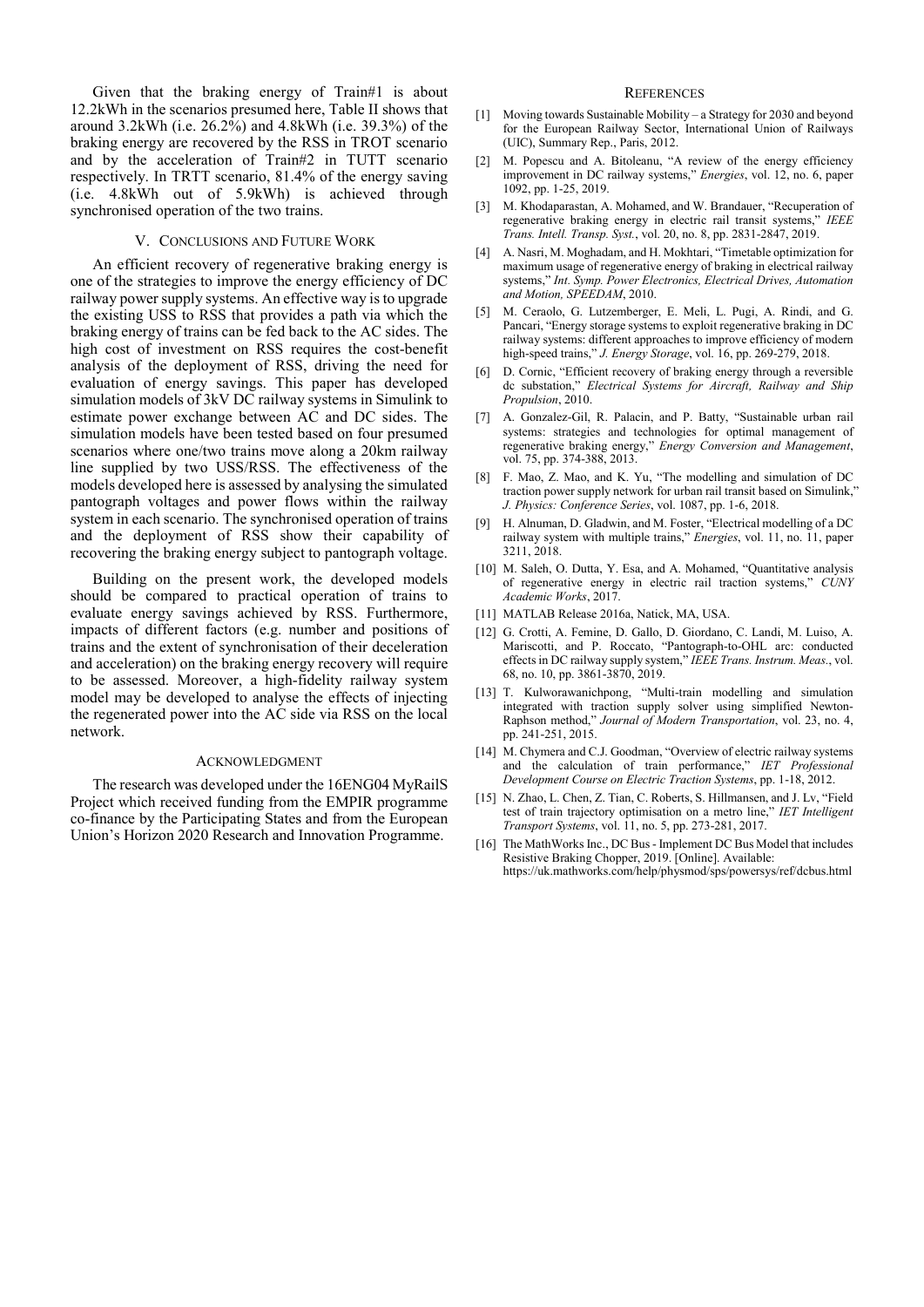Given that the braking energy of Train#1 is about 12.2kWh in the scenarios presumed here, Table II shows that around 3.2kWh (i.e. 26.2%) and 4.8kWh (i.e. 39.3%) of the braking energy are recovered by the RSS in TROT scenario and by the acceleration of Train#2 in TUTT scenario respectively. In TRTT scenario, 81.4% of the energy saving (i.e. 4.8kWh out of 5.9kWh) is achieved through synchronised operation of the two trains.

## V. Conclusions and Future Work

An efficient recovery of regenerative braking energy is one of the strategies to improve the energy efficiency of DC railway power supply systems. An effective way is to upgrade the existing USS to RSS that provides a path via which the braking energy of trains can be fed back to the AC sides. The high cost of investment on RSS requires the cost-benefit analysis of the deployment of RSS, driving the need for evaluation of energy savings. This paper has developed simulation models of 3kV DC railway systems in Simulink to estimate power exchange between AC and DC sides. The simulation models have been tested based on four presumed scenarios where one/two trains move along a 20km railway line supplied by two USS/RSS. The effectiveness of the models developed here is assessed by analysing the simulated pantograph voltages and power flows within the railway system in each scenario. The synchronised operation of trains and the deployment of RSS show their capability of recovering the braking energy subject to pantograph voltage.

Building on the present work, the developed models should be compared to practical operation of trains to evaluate energy savings achieved by RSS. Furthermore, impacts of different factors (e.g. number and positions of trains and the extent of synchronisation of their deceleration and acceleration) on the braking energy recovery will require to be assessed. Moreover, a high-fidelity railway system model may be developed to analyse the effects of injecting the regenerated power into the AC side via RSS on the local network.

## Acknowledgment

The research was developed under the 16ENG04 MyRailS Project which received funding from the EMPIR programme co-finance by the Participating States and from the European Union's Horizon 2020 Research and Innovation Programme.

## References

[1] Moving towards Sustainable Mobility – a Strategy for 2030 and beyond for the European Railway Sector, International Union of Railways (UIC), Summary Rep., Paris, 2012.

[2] M. Popescu and A. Bitoleanu, "A review of the energy efficiency improvement in DC railway systems," *Energies*, vol. 12, no. 6, paper 1092, pp. 1-25, 2019.

[3] M. Khodaparastan, A. Mohamed, and W. Brandauer, "Recuperation of regenerative braking energy in electric rail transit systems," *IEEE Trans. Intell. Transp. Syst.*, vol. 20, no. 8, pp. 2831-2847, 2019.

[4] A. Nasri, M. Moghadam, and H. Mokhtari, "Timetable optimization for maximum usage of regenerative energy of braking in electrical railway systems," *Int. Symp. Power Electronics, Electrical Drives, Automation and Motion, SPEEDAM*, 2010.

[5] M. Ceraolo, G. Lutzemberger, E. Meli, L. Pugi, A. Rindi, and G. Pancari, "Energy storage systems to exploit regenerative braking in DC railway systems: different approaches to improve efficiency of modern high-speed trains," *J. Energy Storage*, vol. 16, pp. 269-279, 2018.

[6] D. Cornic, "Efficient recovery of braking energy through a reversible dc substation," *Electrical Systems for Aircraft, Railway and Ship Propulsion*, 2010.

[7] A. Gonzalez-Gil, R. Palacin, and P. Batty, "Sustainable urban rail systems: strategies and technologies for optimal management of regenerative braking energy," *Energy Conversion and Management*, vol. 75, pp. 374-388, 2013.

[8] F. Mao, Z. Mao, and K. Yu, "The modelling and simulation of DC traction power supply network for urban rail transit based on Simulink," *J. Physics: Conference Series*, vol. 1087, pp. 1-6, 2018.

[9] H. Alnuman, D. Gladwin, and M. Foster, "Electrical modelling of a DC railway system with multiple trains," *Energies*, vol. 11, no. 11, paper 3211, 2018.

[10] M. Saleh, O. Dutta, Y. Esa, and A. Mohamed, "Quantitative analysis of regenerative energy in electric rail traction systems," *CUNY Academic Works*, 2017.

[11] MATLAB Release 2016a, Natick, MA, USA.

[12] G. Crotti, A. Femine, D. Gallo, D. Giordano, C. Landi, M. Luiso, A. Mariscotti, and P. Roccato, "Pantograph-to-OHL arc: conducted effects in DC railway supply system," *IEEE Trans. Instrum. Meas.*, vol. 68, no. 10, pp. 3861-3870, 2019.

[13] T. Kulworawanichpong, "Multi-train modelling and simulation integrated with traction supply solver using simplified Newton-Raphson method," *Journal of Modern Transportation*, vol. 23, no. 4, pp. 241-251, 2015.

[14] M. Chymera and C.J. Goodman, "Overview of electric railway systems and the calculation of train performance," *IET Professional Development Course on Electric Traction Systems*, pp. 1-18, 2012.

[15] N. Zhao, L. Chen, Z. Tian, C. Roberts, S. Hillmansen, and J. Lv, "Field test of train trajectory optimisation on a metro line," *IET Intelligent Transport Systems*, vol. 11, no. 5, pp. 273-281, 2017.

[16] The MathWorks Inc., DC Bus - Implement DC Bus Model that includes Resistive Braking Chopper, 2019. [Online]. Available: https://uk.mathworks.com/help/physmod/sps/powersys/ref/dcbus.html